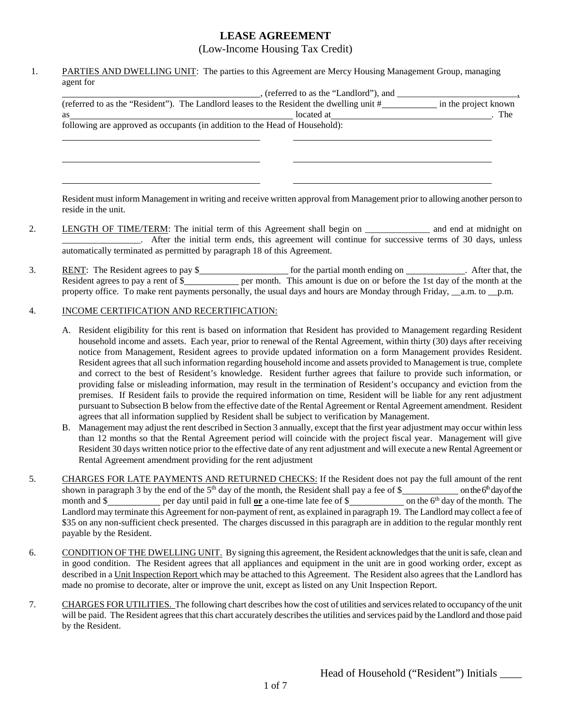# LEASE AGREEMENT

(Low-Income Housing Tax Credit)

1. PARTIES AND DWELLING UNIT: The parties to this Agreement are Mercy Housing Management Group, managing agent for ________________________________________, (referred to as the "Landlord"), and _________________________, (referred to as the "Resident"). The Landlord leases to the Resident the dwelling unit #___________ in the project known as ______________________________________________ located at__________________________________. The following are approved as occupants (in addition to the Head of Household):

   ________________________________________ ________________________________________

   ________________________________________ ________________________________________

   ________________________________________ ________________________________________

   Resident must inform Management in writing and receive written approval from Management prior to allowing another person to reside in the unit.

2. LENGTH OF TIME/TERM: The initial term of this Agreement shall begin on ______________ and end at midnight on _________________. After the initial term ends, this agreement will continue for successive terms of 30 days, unless automatically terminated as permitted by paragraph 18 of this Agreement.

3. RENT: The Resident agrees to pay $__________________ for the partial month ending on ____________. After that, the Resident agrees to pay a rent of $___________ per month. This amount is due on or before the 1st day of the month at the property office. To make rent payments personally, the usual days and hours are Monday through Friday, __a.m. to __p.m.

4. INCOME CERTIFICATION AND RECERTIFICATION:

   A. Resident eligibility for this rent is based on information that Resident has provided to Management regarding Resident household income and assets. Each year, prior to renewal of the Rental Agreement, within thirty (30) days after receiving notice from Management, Resident agrees to provide updated information on a form Management provides Resident. Resident agrees that all such information regarding household income and assets provided to Management is true, complete and correct to the best of Resident's knowledge. Resident further agrees that failure to provide such information, or providing false or misleading information, may result in the termination of Resident's occupancy and eviction from the premises. If Resident fails to provide the required information on time, Resident will be liable for any rent adjustment pursuant to Subsection B below from the effective date of the Rental Agreement or Rental Agreement amendment. Resident agrees that all information supplied by Resident shall be subject to verification by Management.
   B. Management may adjust the rent described in Section 3 annually, except that the first year adjustment may occur within less than 12 months so that the Rental Agreement period will coincide with the project fiscal year. Management will give Resident 30 days written notice prior to the effective date of any rent adjustment and will execute a new Rental Agreement or Rental Agreement amendment providing for the rent adjustment

5. CHARGES FOR LATE PAYMENTS AND RETURNED CHECKS: If the Resident does not pay the full amount of the rent shown in paragraph 3 by the end of the 5th day of the month, the Resident shall pay a fee of $___________ on the 6th day of the month and $__________ per day until paid in full **or** a one-time late fee of $___________ on the 6th day of the month. The Landlord may terminate this Agreement for non-payment of rent, as explained in paragraph 19. The Landlord may collect a fee of $35 on any non-sufficient check presented. The charges discussed in this paragraph are in addition to the regular monthly rent payable by the Resident.

6. CONDITION OF THE DWELLING UNIT. By signing this agreement, the Resident acknowledges that the unit is safe, clean and in good condition. The Resident agrees that all appliances and equipment in the unit are in good working order, except as described in a Unit Inspection Report which may be attached to this Agreement. The Resident also agrees that the Landlord has made no promise to decorate, alter or improve the unit, except as listed on any Unit Inspection Report.

7. CHARGES FOR UTILITIES. The following chart describes how the cost of utilities and services related to occupancy of the unit will be paid. The Resident agrees that this chart accurately describes the utilities and services paid by the Landlord and those paid by the Resident.

Head of Household ("Resident") Initials ____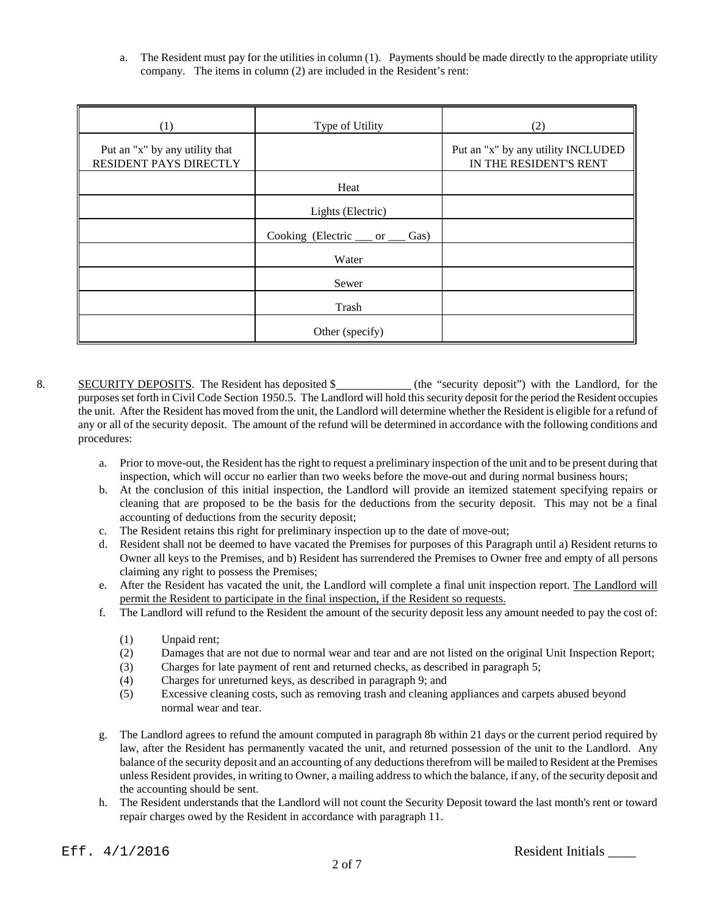a. The Resident must pay for the utilities in column (1). Payments should be made directly to the appropriate utility company. The items in column (2) are included in the Resident's rent:

| (1) | Type of Utility | (2) |
|---|---|---|
| Put an "x" by any utility that RESIDENT PAYS DIRECTLY | | Put an "x" by any utility INCLUDED IN THE RESIDENT'S RENT |
| | Heat | |
| | Lights (Electric) | |
| | Cooking (Electric ___ or ___ Gas) | |
| | Water | |
| | Sewer | |
| | Trash | |
| | Other (specify) | |

8. SECURITY DEPOSITS. The Resident has deposited $____________ (the "security deposit") with the Landlord, for the purposes set forth in Civil Code Section 1950.5. The Landlord will hold this security deposit for the period the Resident occupies the unit. After the Resident has moved from the unit, the Landlord will determine whether the Resident is eligible for a refund of any or all of the security deposit. The amount of the refund will be determined in accordance with the following conditions and procedures:

   a. Prior to move-out, the Resident has the right to request a preliminary inspection of the unit and to be present during that inspection, which will occur no earlier than two weeks before the move-out and during normal business hours;
   b. At the conclusion of this initial inspection, the Landlord will provide an itemized statement specifying repairs or cleaning that are proposed to be the basis for the deductions from the security deposit. This may not be a final accounting of deductions from the security deposit;
   c. The Resident retains this right for preliminary inspection up to the date of move-out;
   d. Resident shall not be deemed to have vacated the Premises for purposes of this Paragraph until a) Resident returns to Owner all keys to the Premises, and b) Resident has surrendered the Premises to Owner free and empty of all persons claiming any right to possess the Premises;
   e. After the Resident has vacated the unit, the Landlord will complete a final unit inspection report. The Landlord will permit the Resident to participate in the final inspection, if the Resident so requests.
   f. The Landlord will refund to the Resident the amount of the security deposit less any amount needed to pay the cost of:
      (1) Unpaid rent;
      (2) Damages that are not due to normal wear and tear and are not listed on the original Unit Inspection Report;
      (3) Charges for late payment of rent and returned checks, as described in paragraph 5;
      (4) Charges for unreturned keys, as described in paragraph 9; and
      (5) Excessive cleaning costs, such as removing trash and cleaning appliances and carpets abused beyond normal wear and tear.
   g. The Landlord agrees to refund the amount computed in paragraph 8b within 21 days or the current period required by law, after the Resident has permanently vacated the unit, and returned possession of the unit to the Landlord. Any balance of the security deposit and an accounting of any deductions therefrom will be mailed to Resident at the Premises unless Resident provides, in writing to Owner, a mailing address to which the balance, if any, of the security deposit and the accounting should be sent.
   h. The Resident understands that the Landlord will not count the Security Deposit toward the last month's rent or toward repair charges owed by the Resident in accordance with paragraph 11.

Eff. 4/1/2016 Resident Initials ____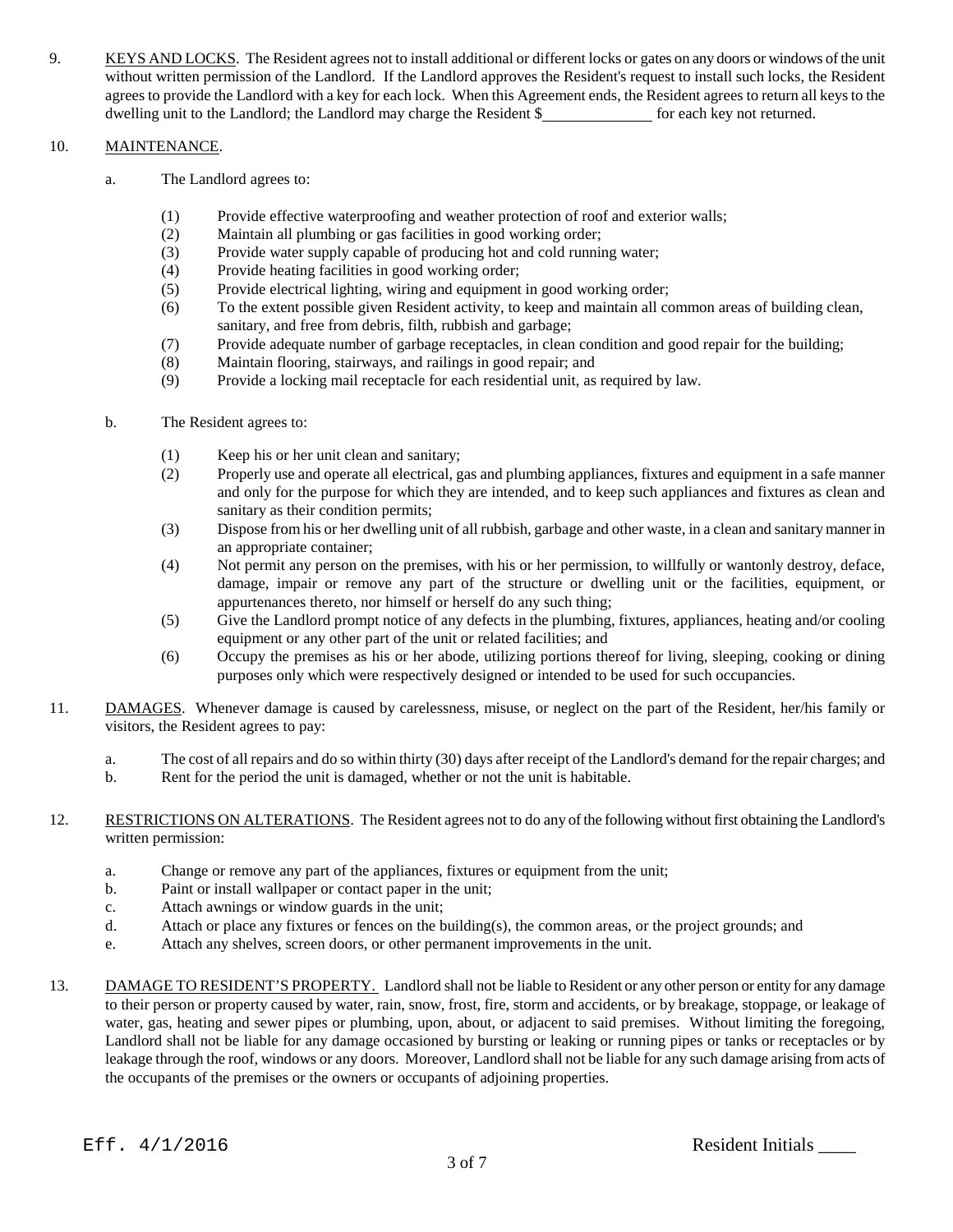9. KEYS AND LOCKS. The Resident agrees not to install additional or different locks or gates on any doors or windows of the unit without written permission of the Landlord. If the Landlord approves the Resident's request to install such locks, the Resident agrees to provide the Landlord with a key for each lock. When this Agreement ends, the Resident agrees to return all keys to the dwelling unit to the Landlord; the Landlord may charge the Resident $\_\_\_\_\_\_\_\_\_\_\_\_ for each key not returned.

10. MAINTENANCE.

   a. The Landlord agrees to:

      (1) Provide effective waterproofing and weather protection of roof and exterior walls;
      (2) Maintain all plumbing or gas facilities in good working order;
      (3) Provide water supply capable of producing hot and cold running water;
      (4) Provide heating facilities in good working order;
      (5) Provide electrical lighting, wiring and equipment in good working order;
      (6) To the extent possible given Resident activity, to keep and maintain all common areas of building clean, sanitary, and free from debris, filth, rubbish and garbage;
      (7) Provide adequate number of garbage receptacles, in clean condition and good repair for the building;
      (8) Maintain flooring, stairways, and railings in good repair; and
      (9) Provide a locking mail receptacle for each residential unit, as required by law.

   b. The Resident agrees to:

      (1) Keep his or her unit clean and sanitary;
      (2) Properly use and operate all electrical, gas and plumbing appliances, fixtures and equipment in a safe manner and only for the purpose for which they are intended, and to keep such appliances and fixtures as clean and sanitary as their condition permits;
      (3) Dispose from his or her dwelling unit of all rubbish, garbage and other waste, in a clean and sanitary manner in an appropriate container;
      (4) Not permit any person on the premises, with his or her permission, to willfully or wantonly destroy, deface, damage, impair or remove any part of the structure or dwelling unit or the facilities, equipment, or appurtenances thereto, nor himself or herself do any such thing;
      (5) Give the Landlord prompt notice of any defects in the plumbing, fixtures, appliances, heating and/or cooling equipment or any other part of the unit or related facilities; and
      (6) Occupy the premises as his or her abode, utilizing portions thereof for living, sleeping, cooking or dining purposes only which were respectively designed or intended to be used for such occupancies.

11. DAMAGES. Whenever damage is caused by carelessness, misuse, or neglect on the part of the Resident, her/his family or visitors, the Resident agrees to pay:

   a. The cost of all repairs and do so within thirty (30) days after receipt of the Landlord's demand for the repair charges; and
   b. Rent for the period the unit is damaged, whether or not the unit is habitable.

12. RESTRICTIONS ON ALTERATIONS. The Resident agrees not to do any of the following without first obtaining the Landlord's written permission:

   a. Change or remove any part of the appliances, fixtures or equipment from the unit;
   b. Paint or install wallpaper or contact paper in the unit;
   c. Attach awnings or window guards in the unit;
   d. Attach or place any fixtures or fences on the building(s), the common areas, or the project grounds; and
   e. Attach any shelves, screen doors, or other permanent improvements in the unit.

13. DAMAGE TO RESIDENT'S PROPERTY. Landlord shall not be liable to Resident or any other person or entity for any damage to their person or property caused by water, rain, snow, frost, fire, storm and accidents, or by breakage, stoppage, or leakage of water, gas, heating and sewer pipes or plumbing, upon, about, or adjacent to said premises. Without limiting the foregoing, Landlord shall not be liable for any damage occasioned by bursting or leaking or running pipes or tanks or receptacles or by leakage through the roof, windows or any doors. Moreover, Landlord shall not be liable for any such damage arising from acts of the occupants of the premises or the owners or occupants of adjoining properties.

Eff. 4/1/2016 Resident Initials \_\_\_\_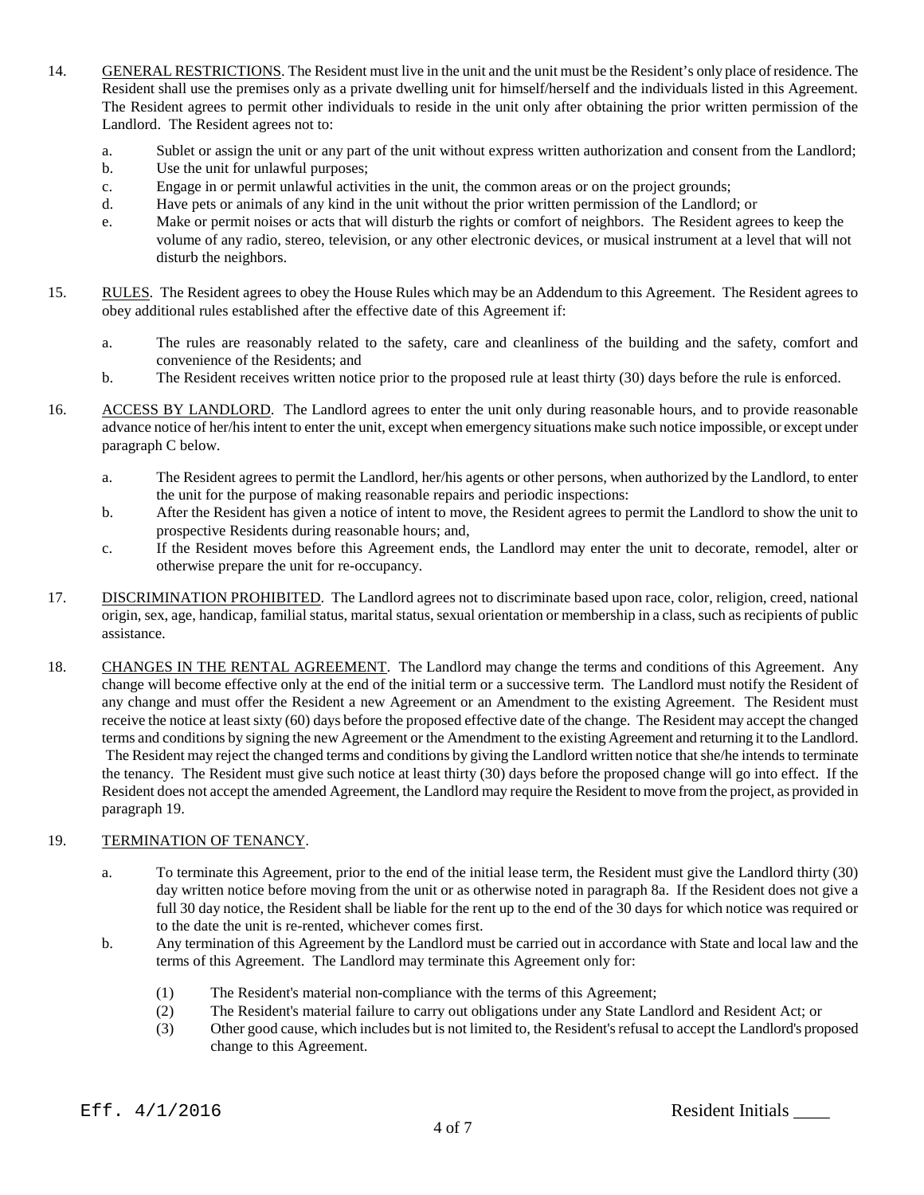14. <u>GENERAL RESTRICTIONS</u>. The Resident must live in the unit and the unit must be the Resident's only place of residence. The Resident shall use the premises only as a private dwelling unit for himself/herself and the individuals listed in this Agreement. The Resident agrees to permit other individuals to reside in the unit only after obtaining the prior written permission of the Landlord. The Resident agrees not to:

    a. Sublet or assign the unit or any part of the unit without express written authorization and consent from the Landlord;
    b. Use the unit for unlawful purposes;
    c. Engage in or permit unlawful activities in the unit, the common areas or on the project grounds;
    d. Have pets or animals of any kind in the unit without the prior written permission of the Landlord; or
    e. Make or permit noises or acts that will disturb the rights or comfort of neighbors. The Resident agrees to keep the volume of any radio, stereo, television, or any other electronic devices, or musical instrument at a level that will not disturb the neighbors.

15. <u>RULES</u>. The Resident agrees to obey the House Rules which may be an Addendum to this Agreement. The Resident agrees to obey additional rules established after the effective date of this Agreement if:

    a. The rules are reasonably related to the safety, care and cleanliness of the building and the safety, comfort and convenience of the Residents; and
    b. The Resident receives written notice prior to the proposed rule at least thirty (30) days before the rule is enforced.

16. <u>ACCESS BY LANDLORD</u>. The Landlord agrees to enter the unit only during reasonable hours, and to provide reasonable advance notice of her/his intent to enter the unit, except when emergency situations make such notice impossible, or except under paragraph C below.

    a. The Resident agrees to permit the Landlord, her/his agents or other persons, when authorized by the Landlord, to enter the unit for the purpose of making reasonable repairs and periodic inspections:
    b. After the Resident has given a notice of intent to move, the Resident agrees to permit the Landlord to show the unit to prospective Residents during reasonable hours; and,
    c. If the Resident moves before this Agreement ends, the Landlord may enter the unit to decorate, remodel, alter or otherwise prepare the unit for re-occupancy.

17. <u>DISCRIMINATION PROHIBITED</u>. The Landlord agrees not to discriminate based upon race, color, religion, creed, national origin, sex, age, handicap, familial status, marital status, sexual orientation or membership in a class, such as recipients of public assistance.

18. <u>CHANGES IN THE RENTAL AGREEMENT</u>. The Landlord may change the terms and conditions of this Agreement. Any change will become effective only at the end of the initial term or a successive term. The Landlord must notify the Resident of any change and must offer the Resident a new Agreement or an Amendment to the existing Agreement. The Resident must receive the notice at least sixty (60) days before the proposed effective date of the change. The Resident may accept the changed terms and conditions by signing the new Agreement or the Amendment to the existing Agreement and returning it to the Landlord. The Resident may reject the changed terms and conditions by giving the Landlord written notice that she/he intends to terminate the tenancy. The Resident must give such notice at least thirty (30) days before the proposed change will go into effect. If the Resident does not accept the amended Agreement, the Landlord may require the Resident to move from the project, as provided in paragraph 19.

19. <u>TERMINATION OF TENANCY</u>.

    a. To terminate this Agreement, prior to the end of the initial lease term, the Resident must give the Landlord thirty (30) day written notice before moving from the unit or as otherwise noted in paragraph 8a. If the Resident does not give a full 30 day notice, the Resident shall be liable for the rent up to the end of the 30 days for which notice was required or to the date the unit is re-rented, whichever comes first.
    b. Any termination of this Agreement by the Landlord must be carried out in accordance with State and local law and the terms of this Agreement. The Landlord may terminate this Agreement only for:

        (1) The Resident's material non-compliance with the terms of this Agreement;
        (2) The Resident's material failure to carry out obligations under any State Landlord and Resident Act; or
        (3) Other good cause, which includes but is not limited to, the Resident's refusal to accept the Landlord's proposed change to this Agreement.

Eff. 4/1/2016 Resident Initials ____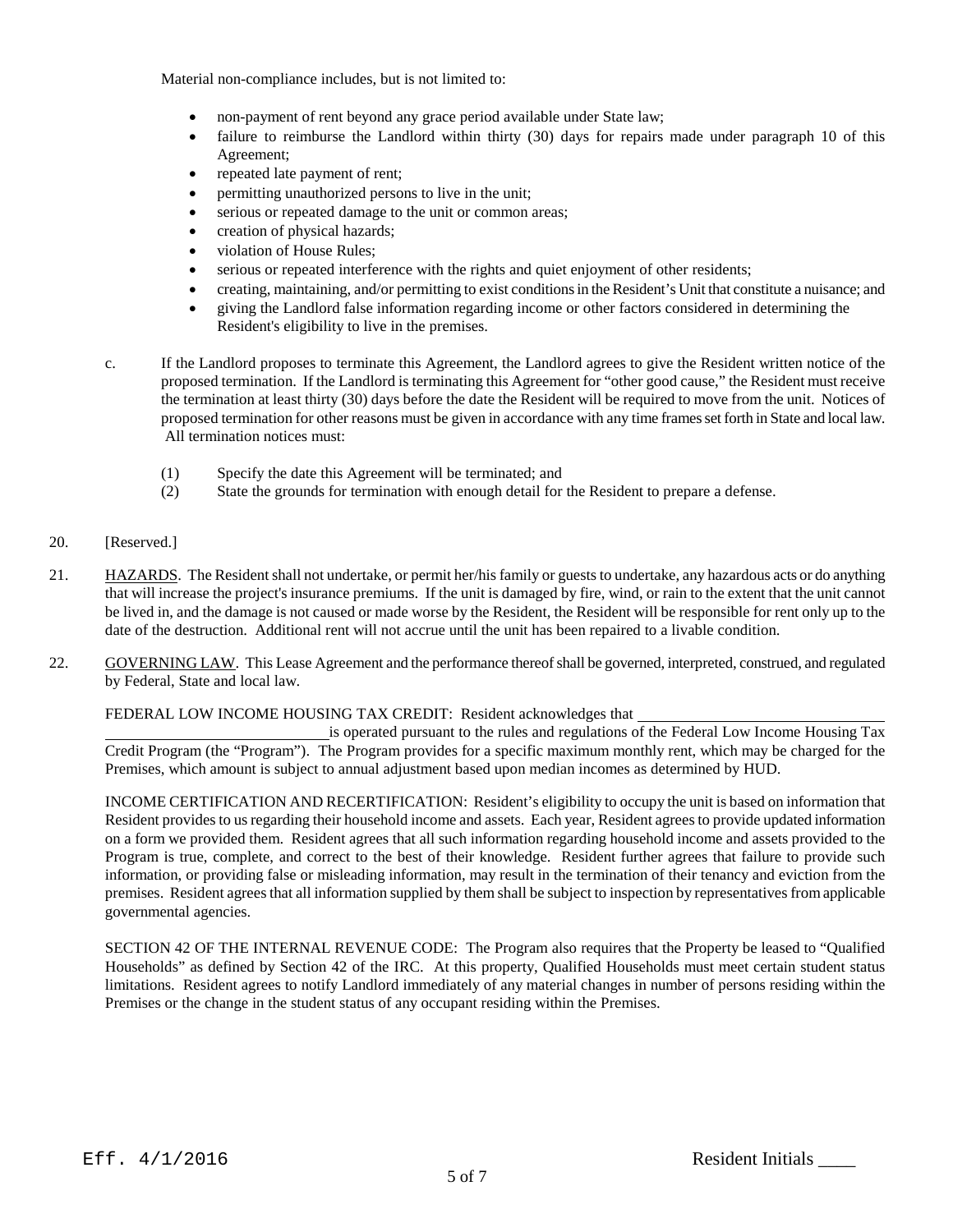Material non-compliance includes, but is not limited to:

- non-payment of rent beyond any grace period available under State law;
- failure to reimburse the Landlord within thirty (30) days for repairs made under paragraph 10 of this Agreement;
- repeated late payment of rent;
- permitting unauthorized persons to live in the unit;
- serious or repeated damage to the unit or common areas;
- creation of physical hazards;
- violation of House Rules;
- serious or repeated interference with the rights and quiet enjoyment of other residents;
- creating, maintaining, and/or permitting to exist conditions in the Resident's Unit that constitute a nuisance; and
- giving the Landlord false information regarding income or other factors considered in determining the Resident's eligibility to live in the premises.

c. If the Landlord proposes to terminate this Agreement, the Landlord agrees to give the Resident written notice of the proposed termination. If the Landlord is terminating this Agreement for "other good cause," the Resident must receive the termination at least thirty (30) days before the date the Resident will be required to move from the unit. Notices of proposed termination for other reasons must be given in accordance with any time frames set forth in State and local law. All termination notices must:

(1) Specify the date this Agreement will be terminated; and
(2) State the grounds for termination with enough detail for the Resident to prepare a defense.

20. [Reserved.]

21. <u>HAZARDS</u>. The Resident shall not undertake, or permit her/his family or guests to undertake, any hazardous acts or do anything that will increase the project's insurance premiums. If the unit is damaged by fire, wind, or rain to the extent that the unit cannot be lived in, and the damage is not caused or made worse by the Resident, the Resident will be responsible for rent only up to the date of the destruction. Additional rent will not accrue until the unit has been repaired to a livable condition.

22. <u>GOVERNING LAW</u>. This Lease Agreement and the performance thereof shall be governed, interpreted, construed, and regulated by Federal, State and local law.

FEDERAL LOW INCOME HOUSING TAX CREDIT: Resident acknowledges that ______________________________ ______________________________ is operated pursuant to the rules and regulations of the Federal Low Income Housing Tax Credit Program (the "Program"). The Program provides for a specific maximum monthly rent, which may be charged for the Premises, which amount is subject to annual adjustment based upon median incomes as determined by HUD.

INCOME CERTIFICATION AND RECERTIFICATION: Resident's eligibility to occupy the unit is based on information that Resident provides to us regarding their household income and assets. Each year, Resident agrees to provide updated information on a form we provided them. Resident agrees that all such information regarding household income and assets provided to the Program is true, complete, and correct to the best of their knowledge. Resident further agrees that failure to provide such information, or providing false or misleading information, may result in the termination of their tenancy and eviction from the premises. Resident agrees that all information supplied by them shall be subject to inspection by representatives from applicable governmental agencies.

SECTION 42 OF THE INTERNAL REVENUE CODE: The Program also requires that the Property be leased to "Qualified Households" as defined by Section 42 of the IRC. At this property, Qualified Households must meet certain student status limitations. Resident agrees to notify Landlord immediately of any material changes in number of persons residing within the Premises or the change in the student status of any occupant residing within the Premises.

Eff. 4/1/2016

Resident Initials ____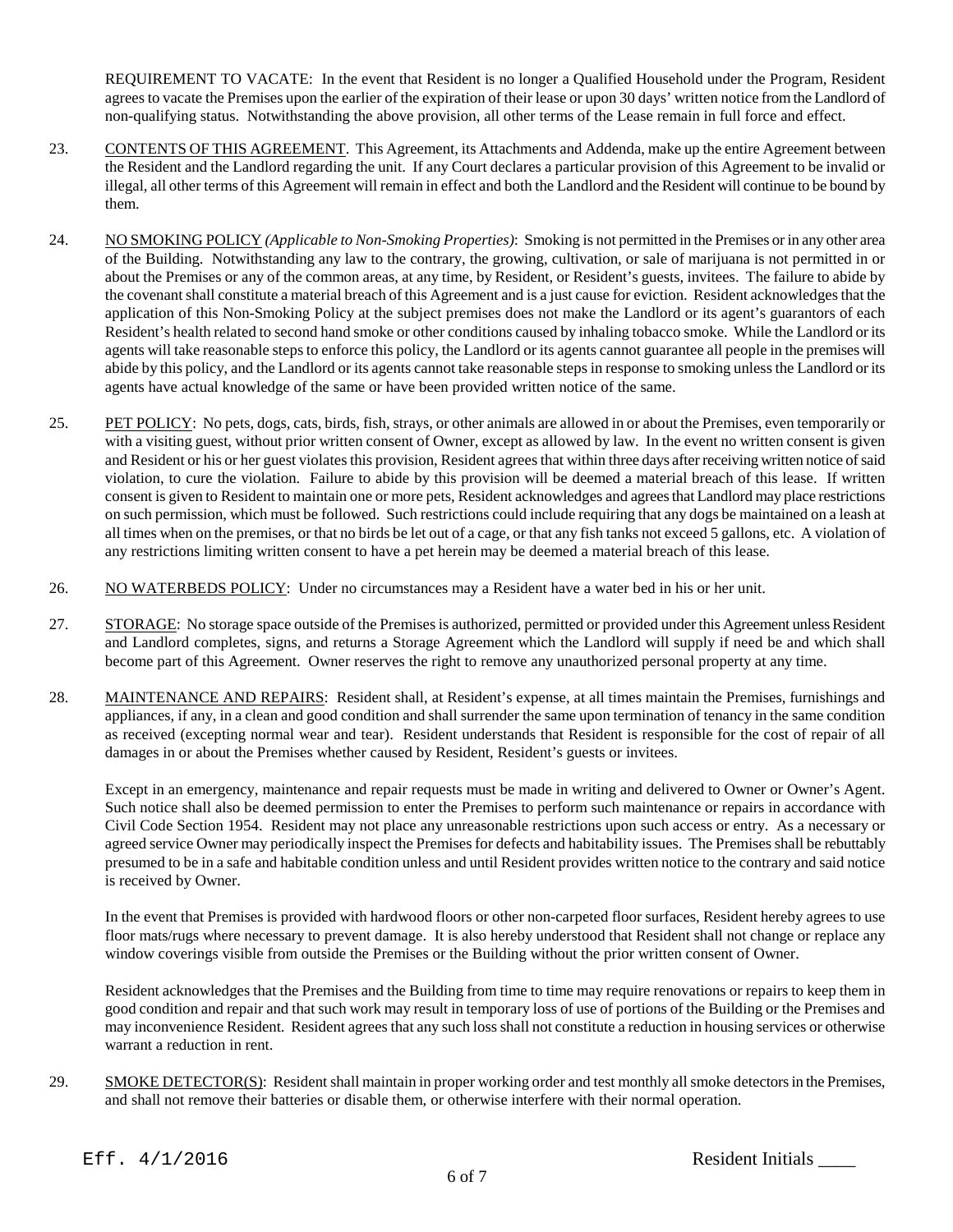REQUIREMENT TO VACATE: In the event that Resident is no longer a Qualified Household under the Program, Resident agrees to vacate the Premises upon the earlier of the expiration of their lease or upon 30 days' written notice from the Landlord of non-qualifying status. Notwithstanding the above provision, all other terms of the Lease remain in full force and effect.

23. CONTENTS OF THIS AGREEMENT. This Agreement, its Attachments and Addenda, make up the entire Agreement between the Resident and the Landlord regarding the unit. If any Court declares a particular provision of this Agreement to be invalid or illegal, all other terms of this Agreement will remain in effect and both the Landlord and the Resident will continue to be bound by them.

24. NO SMOKING POLICY *(Applicable to Non-Smoking Properties)*: Smoking is not permitted in the Premises or in any other area of the Building. Notwithstanding any law to the contrary, the growing, cultivation, or sale of marijuana is not permitted in or about the Premises or any of the common areas, at any time, by Resident, or Resident's guests, invitees. The failure to abide by the covenant shall constitute a material breach of this Agreement and is a just cause for eviction. Resident acknowledges that the application of this Non-Smoking Policy at the subject premises does not make the Landlord or its agent's guarantors of each Resident's health related to second hand smoke or other conditions caused by inhaling tobacco smoke. While the Landlord or its agents will take reasonable steps to enforce this policy, the Landlord or its agents cannot guarantee all people in the premises will abide by this policy, and the Landlord or its agents cannot take reasonable steps in response to smoking unless the Landlord or its agents have actual knowledge of the same or have been provided written notice of the same.

25. PET POLICY: No pets, dogs, cats, birds, fish, strays, or other animals are allowed in or about the Premises, even temporarily or with a visiting guest, without prior written consent of Owner, except as allowed by law. In the event no written consent is given and Resident or his or her guest violates this provision, Resident agrees that within three days after receiving written notice of said violation, to cure the violation. Failure to abide by this provision will be deemed a material breach of this lease. If written consent is given to Resident to maintain one or more pets, Resident acknowledges and agrees that Landlord may place restrictions on such permission, which must be followed. Such restrictions could include requiring that any dogs be maintained on a leash at all times when on the premises, or that no birds be let out of a cage, or that any fish tanks not exceed 5 gallons, etc. A violation of any restrictions limiting written consent to have a pet herein may be deemed a material breach of this lease.

26. NO WATERBEDS POLICY: Under no circumstances may a Resident have a water bed in his or her unit.

27. STORAGE: No storage space outside of the Premises is authorized, permitted or provided under this Agreement unless Resident and Landlord completes, signs, and returns a Storage Agreement which the Landlord will supply if need be and which shall become part of this Agreement. Owner reserves the right to remove any unauthorized personal property at any time.

28. MAINTENANCE AND REPAIRS: Resident shall, at Resident's expense, at all times maintain the Premises, furnishings and appliances, if any, in a clean and good condition and shall surrender the same upon termination of tenancy in the same condition as received (excepting normal wear and tear). Resident understands that Resident is responsible for the cost of repair of all damages in or about the Premises whether caused by Resident, Resident's guests or invitees.

Except in an emergency, maintenance and repair requests must be made in writing and delivered to Owner or Owner's Agent. Such notice shall also be deemed permission to enter the Premises to perform such maintenance or repairs in accordance with Civil Code Section 1954. Resident may not place any unreasonable restrictions upon such access or entry. As a necessary or agreed service Owner may periodically inspect the Premises for defects and habitability issues. The Premises shall be rebuttably presumed to be in a safe and habitable condition unless and until Resident provides written notice to the contrary and said notice is received by Owner.

In the event that Premises is provided with hardwood floors or other non-carpeted floor surfaces, Resident hereby agrees to use floor mats/rugs where necessary to prevent damage. It is also hereby understood that Resident shall not change or replace any window coverings visible from outside the Premises or the Building without the prior written consent of Owner.

Resident acknowledges that the Premises and the Building from time to time may require renovations or repairs to keep them in good condition and repair and that such work may result in temporary loss of use of portions of the Building or the Premises and may inconvenience Resident. Resident agrees that any such loss shall not constitute a reduction in housing services or otherwise warrant a reduction in rent.

29. SMOKE DETECTOR(S): Resident shall maintain in proper working order and test monthly all smoke detectors in the Premises, and shall not remove their batteries or disable them, or otherwise interfere with their normal operation.

Eff. 4/1/2016 Resident Initials ____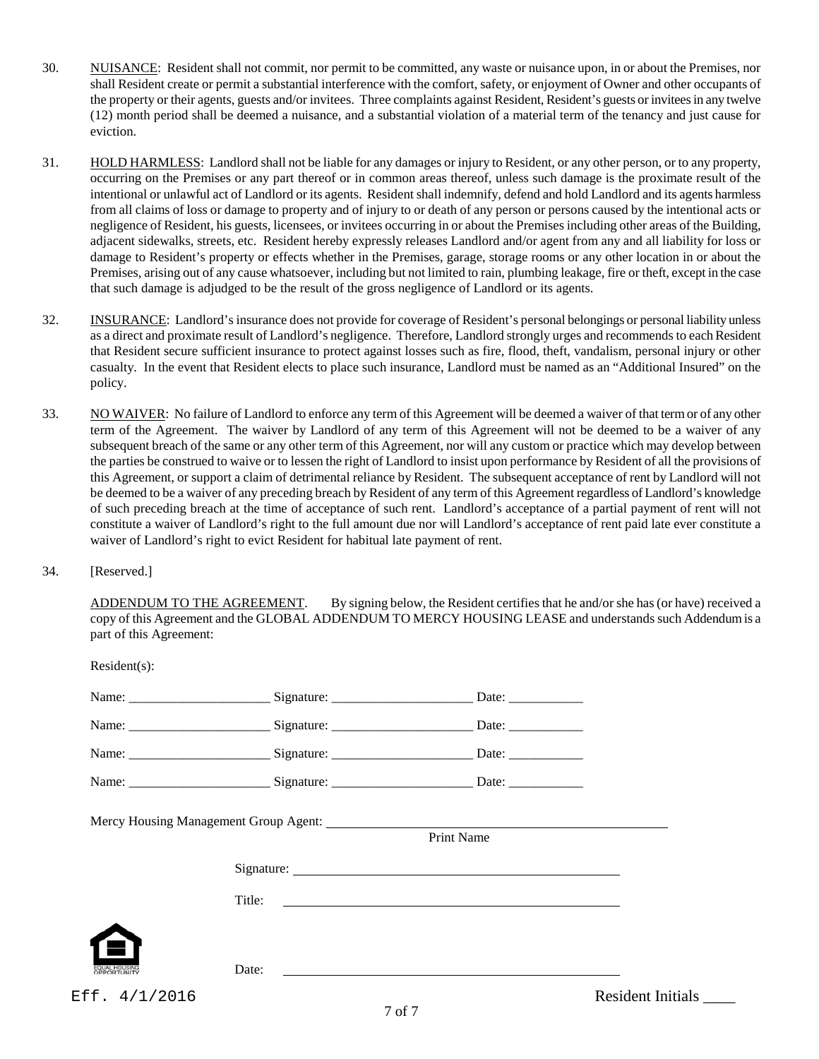30. NUISANCE: Resident shall not commit, nor permit to be committed, any waste or nuisance upon, in or about the Premises, nor shall Resident create or permit a substantial interference with the comfort, safety, or enjoyment of Owner and other occupants of the property or their agents, guests and/or invitees. Three complaints against Resident, Resident's guests or invitees in any twelve (12) month period shall be deemed a nuisance, and a substantial violation of a material term of the tenancy and just cause for eviction.

31. HOLD HARMLESS: Landlord shall not be liable for any damages or injury to Resident, or any other person, or to any property, occurring on the Premises or any part thereof or in common areas thereof, unless such damage is the proximate result of the intentional or unlawful act of Landlord or its agents. Resident shall indemnify, defend and hold Landlord and its agents harmless from all claims of loss or damage to property and of injury to or death of any person or persons caused by the intentional acts or negligence of Resident, his guests, licensees, or invitees occurring in or about the Premises including other areas of the Building, adjacent sidewalks, streets, etc. Resident hereby expressly releases Landlord and/or agent from any and all liability for loss or damage to Resident's property or effects whether in the Premises, garage, storage rooms or any other location in or about the Premises, arising out of any cause whatsoever, including but not limited to rain, plumbing leakage, fire or theft, except in the case that such damage is adjudged to be the result of the gross negligence of Landlord or its agents.

32. INSURANCE: Landlord's insurance does not provide for coverage of Resident's personal belongings or personal liability unless as a direct and proximate result of Landlord's negligence. Therefore, Landlord strongly urges and recommends to each Resident that Resident secure sufficient insurance to protect against losses such as fire, flood, theft, vandalism, personal injury or other casualty. In the event that Resident elects to place such insurance, Landlord must be named as an "Additional Insured" on the policy.

33. NO WAIVER: No failure of Landlord to enforce any term of this Agreement will be deemed a waiver of that term or of any other term of the Agreement. The waiver by Landlord of any term of this Agreement will not be deemed to be a waiver of any subsequent breach of the same or any other term of this Agreement, nor will any custom or practice which may develop between the parties be construed to waive or to lessen the right of Landlord to insist upon performance by Resident of all the provisions of this Agreement, or support a claim of detrimental reliance by Resident. The subsequent acceptance of rent by Landlord will not be deemed to be a waiver of any preceding breach by Resident of any term of this Agreement regardless of Landlord's knowledge of such preceding breach at the time of acceptance of such rent. Landlord's acceptance of a partial payment of rent will not constitute a waiver of Landlord's right to the full amount due nor will Landlord's acceptance of rent paid late ever constitute a waiver of Landlord's right to evict Resident for habitual late payment of rent.

34. [Reserved.]

ADDENDUM TO THE AGREEMENT. By signing below, the Resident certifies that he and/or she has (or have) received a copy of this Agreement and the GLOBAL ADDENDUM TO MERCY HOUSING LEASE and understands such Addendum is a part of this Agreement:

Resident(s):

Name: ____________________ Signature: ____________________ Date: ___________

Name: ____________________ Signature: ____________________ Date: ___________

Name: ____________________ Signature: ____________________ Date: ___________

Name: ____________________ Signature: ____________________ Date: ___________

Mercy Housing Management Group Agent: ______________________________________________
Print Name

Signature: ______________________________________________

Title: ______________________________________________

Date: ______________________________________________

EQUAL HOUSING OPPORTUNITY

Eff. 4/1/2016

Resident Initials ____